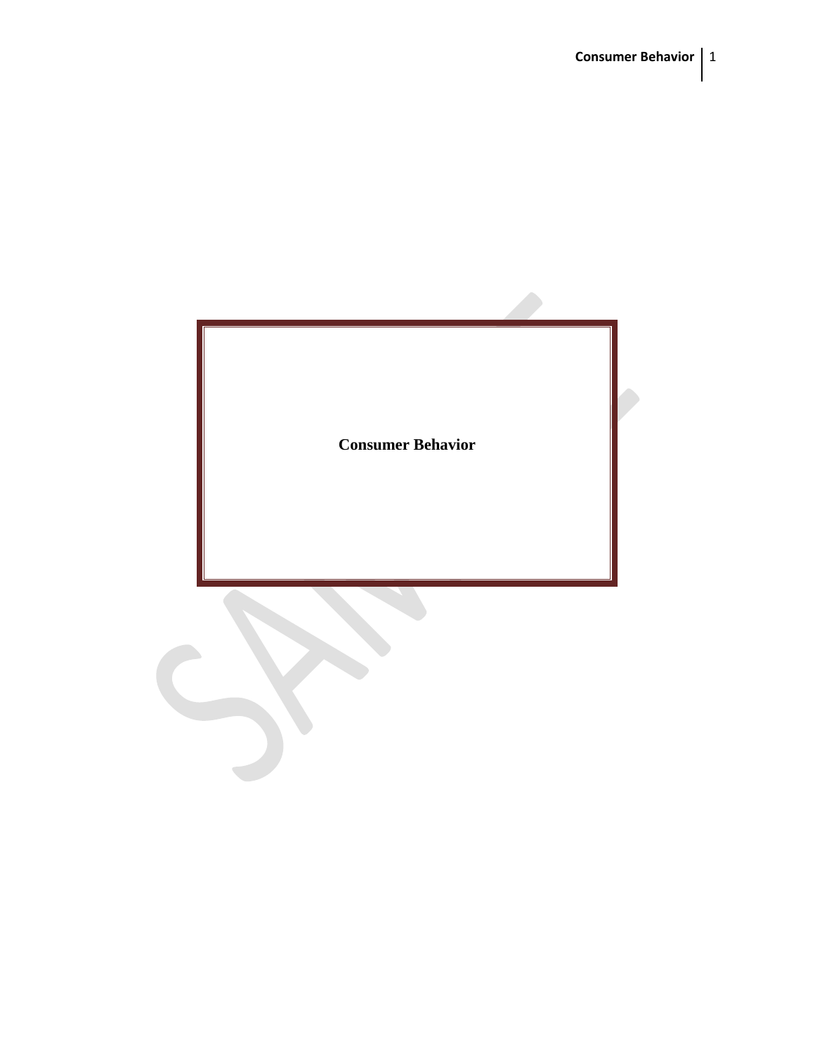# Consumer Behavior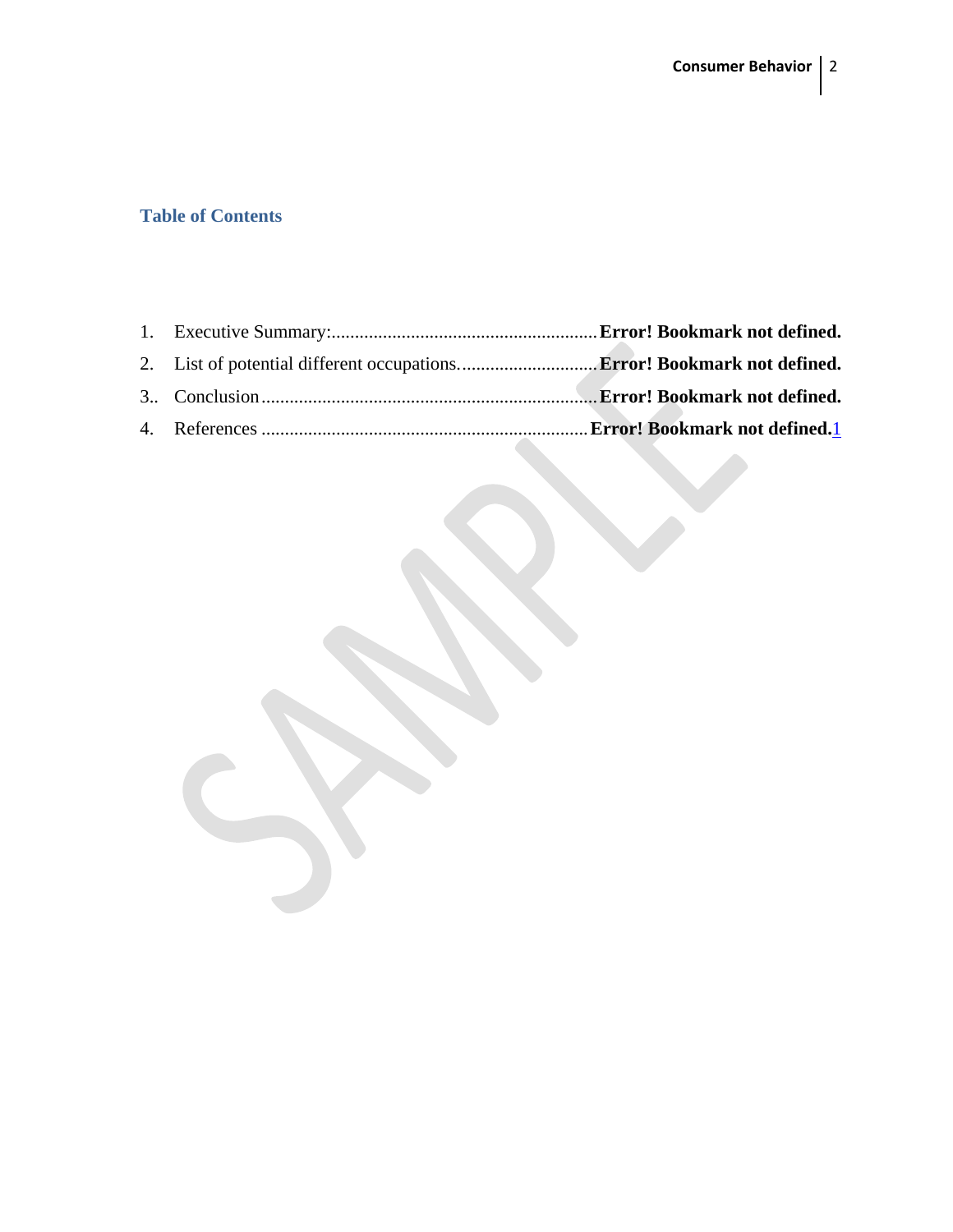## Table of Contents

1. Executive Summary: ......................................................... **Error! Bookmark not defined.**
2. List of potential different occupations. ............................. **Error! Bookmark not defined.**
3.. Conclusion ....................................................................... **Error! Bookmark not defined.**
4. References ..................................................................... **Error! Bookmark not defined.**1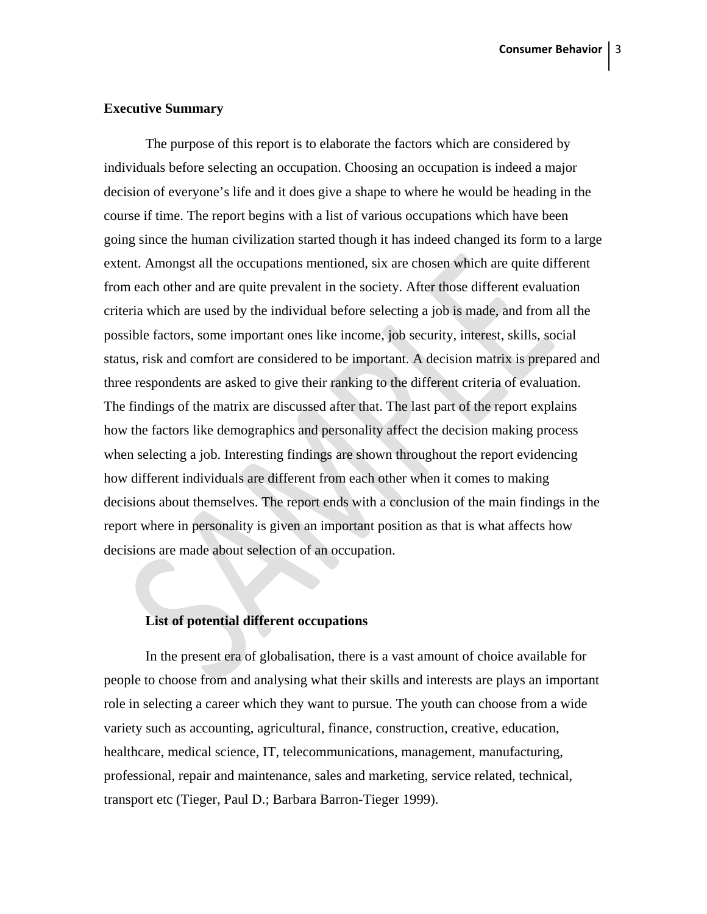## Executive Summary

The purpose of this report is to elaborate the factors which are considered by individuals before selecting an occupation. Choosing an occupation is indeed a major decision of everyone's life and it does give a shape to where he would be heading in the course if time. The report begins with a list of various occupations which have been going since the human civilization started though it has indeed changed its form to a large extent. Amongst all the occupations mentioned, six are chosen which are quite different from each other and are quite prevalent in the society. After those different evaluation criteria which are used by the individual before selecting a job is made, and from all the possible factors, some important ones like income, job security, interest, skills, social status, risk and comfort are considered to be important. A decision matrix is prepared and three respondents are asked to give their ranking to the different criteria of evaluation. The findings of the matrix are discussed after that. The last part of the report explains how the factors like demographics and personality affect the decision making process when selecting a job. Interesting findings are shown throughout the report evidencing how different individuals are different from each other when it comes to making decisions about themselves. The report ends with a conclusion of the main findings in the report where in personality is given an important position as that is what affects how decisions are made about selection of an occupation.

### List of potential different occupations

In the present era of globalisation, there is a vast amount of choice available for people to choose from and analysing what their skills and interests are plays an important role in selecting a career which they want to pursue. The youth can choose from a wide variety such as accounting, agricultural, finance, construction, creative, education, healthcare, medical science, IT, telecommunications, management, manufacturing, professional, repair and maintenance, sales and marketing, service related, technical, transport etc (Tieger, Paul D.; Barbara Barron-Tieger 1999).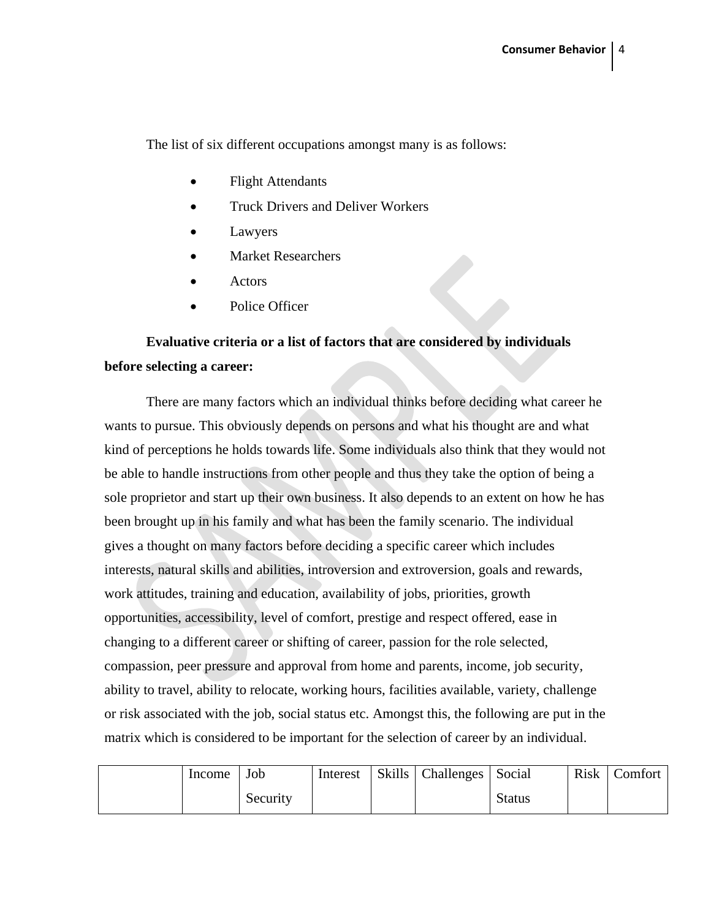The list of six different occupations amongst many is as follows:

- Flight Attendants
- Truck Drivers and Deliver Workers
- Lawyers
- Market Researchers
- Actors
- Police Officer

**Evaluative criteria or a list of factors that are considered by individuals before selecting a career:**

There are many factors which an individual thinks before deciding what career he wants to pursue. This obviously depends on persons and what his thought are and what kind of perceptions he holds towards life. Some individuals also think that they would not be able to handle instructions from other people and thus they take the option of being a sole proprietor and start up their own business. It also depends to an extent on how he has been brought up in his family and what has been the family scenario. The individual gives a thought on many factors before deciding a specific career which includes interests, natural skills and abilities, introversion and extroversion, goals and rewards, work attitudes, training and education, availability of jobs, priorities, growth opportunities, accessibility, level of comfort, prestige and respect offered, ease in changing to a different career or shifting of career, passion for the role selected, compassion, peer pressure and approval from home and parents, income, job security, ability to travel, ability to relocate, working hours, facilities available, variety, challenge or risk associated with the job, social status etc. Amongst this, the following are put in the matrix which is considered to be important for the selection of career by an individual.

| | Income | Job Security | Interest | Skills | Challenges | Social Status | Risk | Comfort |
|---|---|---|---|---|---|---|---|---|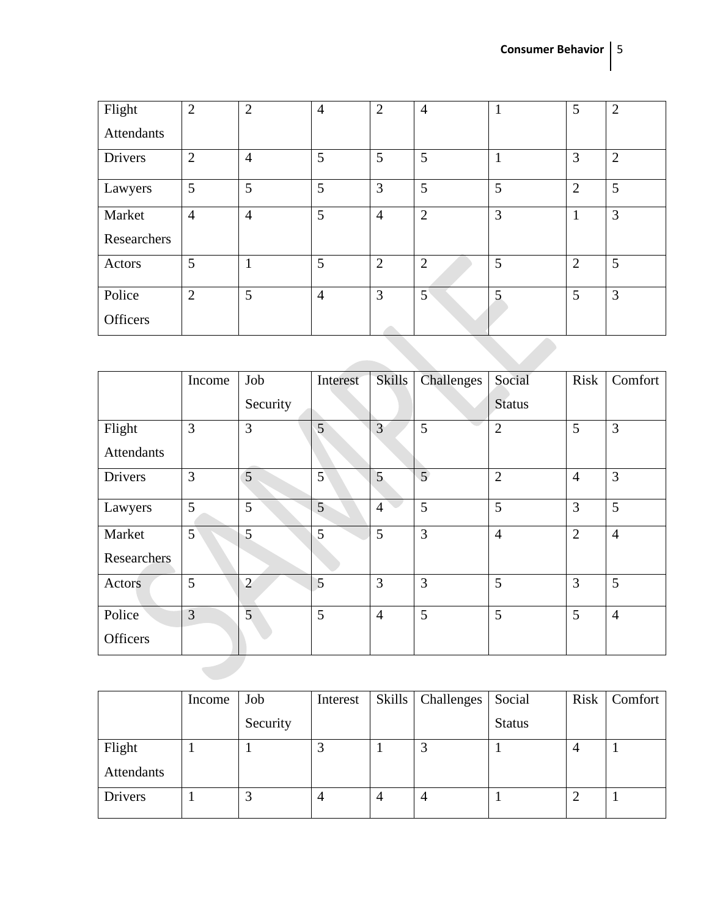| | | | | | | | | |
|---|---|---|---|---|---|---|---|---|
| Flight Attendants | 2 | 2 | 4 | 2 | 4 | 1 | 5 | 2 |
| Drivers | 2 | 4 | 5 | 5 | 5 | 1 | 3 | 2 |
| Lawyers | 5 | 5 | 5 | 3 | 5 | 5 | 2 | 5 |
| Market Researchers | 4 | 4 | 5 | 4 | 2 | 3 | 1 | 3 |
| Actors | 5 | 1 | 5 | 2 | 2 | 5 | 2 | 5 |
| Police Officers | 2 | 5 | 4 | 3 | 5 | 5 | 5 | 3 |

| | Income | Job Security | Interest | Skills | Challenges | Social Status | Risk | Comfort |
|---|---|---|---|---|---|---|---|---|
| Flight Attendants | 3 | 3 | 5 | 3 | 5 | 2 | 5 | 3 |
| Drivers | 3 | 5 | 5 | 5 | 5 | 2 | 4 | 3 |
| Lawyers | 5 | 5 | 5 | 4 | 5 | 5 | 3 | 5 |
| Market Researchers | 5 | 5 | 5 | 5 | 3 | 4 | 2 | 4 |
| Actors | 5 | 2 | 5 | 3 | 3 | 5 | 3 | 5 |
| Police Officers | 3 | 5 | 5 | 4 | 5 | 5 | 5 | 4 |

| | Income | Job Security | Interest | Skills | Challenges | Social Status | Risk | Comfort |
|---|---|---|---|---|---|---|---|---|
| Flight Attendants | 1 | 1 | 3 | 1 | 3 | 1 | 4 | 1 |
| Drivers | 1 | 3 | 4 | 4 | 4 | 1 | 2 | 1 |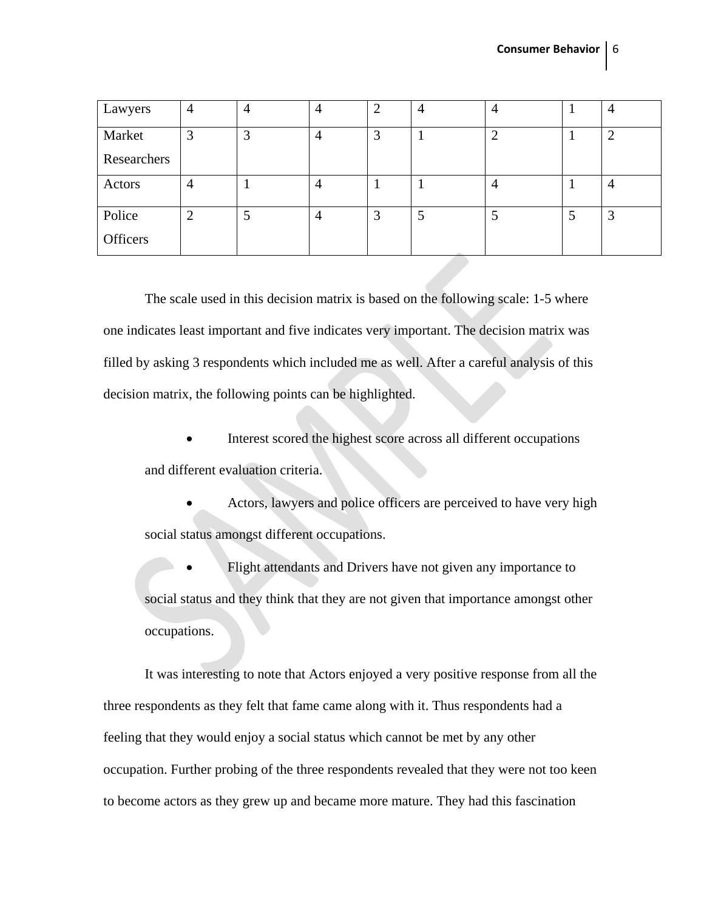| | | | | | | | | |
|---|---|---|---|---|---|---|---|---|
| Lawyers | 4 | 4 | 4 | 2 | 4 | 4 | 1 | 4 |
| Market Researchers | 3 | 3 | 4 | 3 | 1 | 2 | 1 | 2 |
| Actors | 4 | 1 | 4 | 1 | 1 | 4 | 1 | 4 |
| Police Officers | 2 | 5 | 4 | 3 | 5 | 5 | 5 | 3 |

The scale used in this decision matrix is based on the following scale: 1-5 where one indicates least important and five indicates very important. The decision matrix was filled by asking 3 respondents which included me as well. After a careful analysis of this decision matrix, the following points can be highlighted.

- Interest scored the highest score across all different occupations and different evaluation criteria.
- Actors, lawyers and police officers are perceived to have very high social status amongst different occupations.
- Flight attendants and Drivers have not given any importance to social status and they think that they are not given that importance amongst other occupations.

It was interesting to note that Actors enjoyed a very positive response from all the three respondents as they felt that fame came along with it. Thus respondents had a feeling that they would enjoy a social status which cannot be met by any other occupation. Further probing of the three respondents revealed that they were not too keen to become actors as they grew up and became more mature. They had this fascination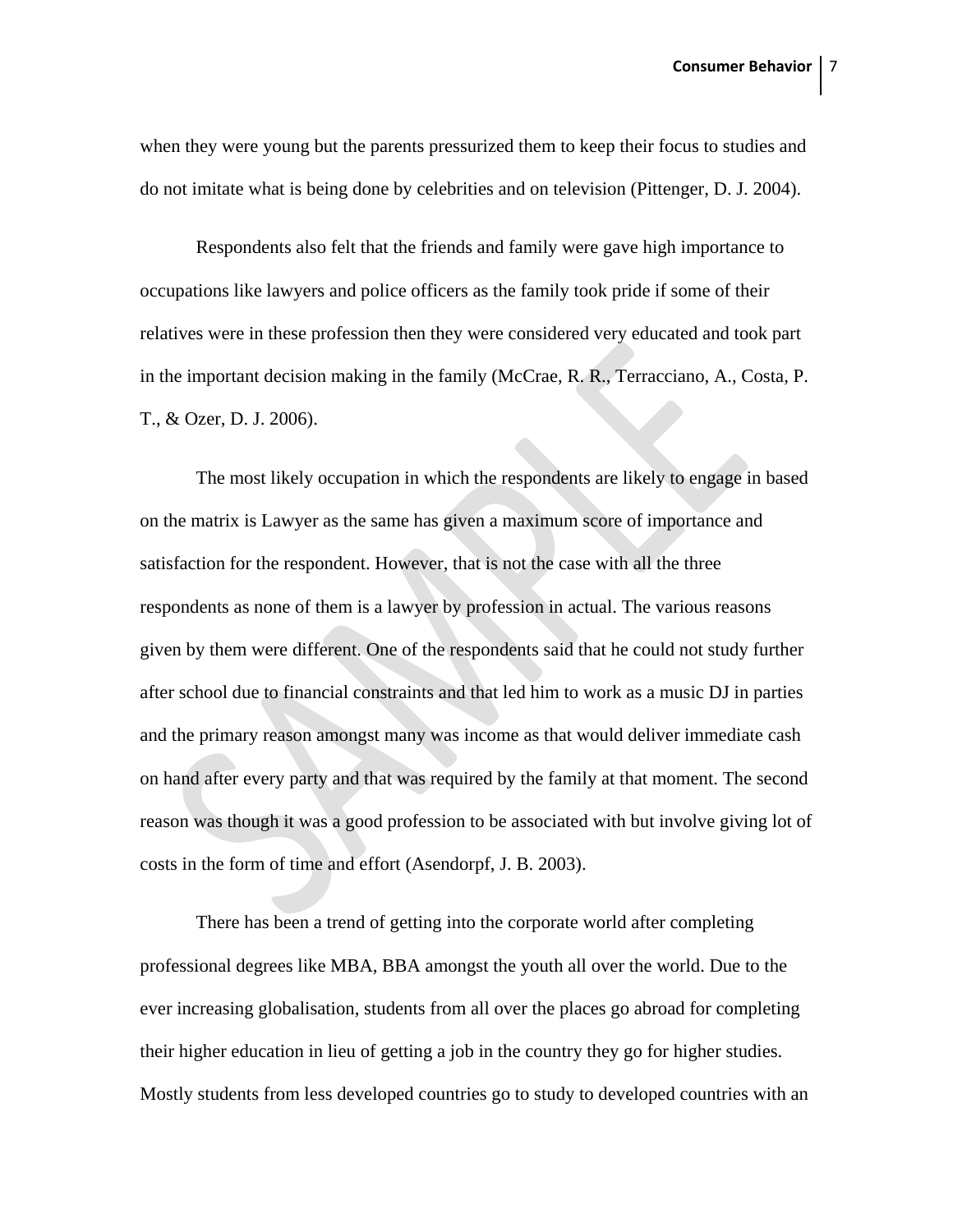when they were young but the parents pressurized them to keep their focus to studies and do not imitate what is being done by celebrities and on television (Pittenger, D. J. 2004).

Respondents also felt that the friends and family were gave high importance to occupations like lawyers and police officers as the family took pride if some of their relatives were in these profession then they were considered very educated and took part in the important decision making in the family (McCrae, R. R., Terracciano, A., Costa, P. T., & Ozer, D. J. 2006).

The most likely occupation in which the respondents are likely to engage in based on the matrix is Lawyer as the same has given a maximum score of importance and satisfaction for the respondent. However, that is not the case with all the three respondents as none of them is a lawyer by profession in actual. The various reasons given by them were different. One of the respondents said that he could not study further after school due to financial constraints and that led him to work as a music DJ in parties and the primary reason amongst many was income as that would deliver immediate cash on hand after every party and that was required by the family at that moment. The second reason was though it was a good profession to be associated with but involve giving lot of costs in the form of time and effort (Asendorpf, J. B. 2003).

There has been a trend of getting into the corporate world after completing professional degrees like MBA, BBA amongst the youth all over the world. Due to the ever increasing globalisation, students from all over the places go abroad for completing their higher education in lieu of getting a job in the country they go for higher studies. Mostly students from less developed countries go to study to developed countries with an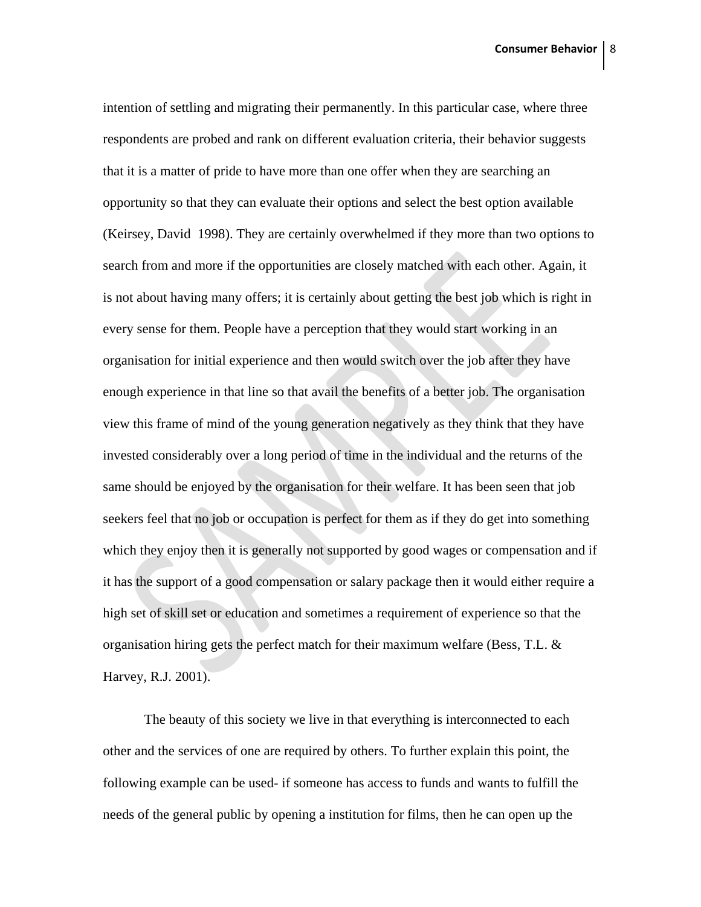intention of settling and migrating their permanently. In this particular case, where three respondents are probed and rank on different evaluation criteria, their behavior suggests that it is a matter of pride to have more than one offer when they are searching an opportunity so that they can evaluate their options and select the best option available (Keirsey, David 1998). They are certainly overwhelmed if they more than two options to search from and more if the opportunities are closely matched with each other. Again, it is not about having many offers; it is certainly about getting the best job which is right in every sense for them. People have a perception that they would start working in an organisation for initial experience and then would switch over the job after they have enough experience in that line so that avail the benefits of a better job. The organisation view this frame of mind of the young generation negatively as they think that they have invested considerably over a long period of time in the individual and the returns of the same should be enjoyed by the organisation for their welfare. It has been seen that job seekers feel that no job or occupation is perfect for them as if they do get into something which they enjoy then it is generally not supported by good wages or compensation and if it has the support of a good compensation or salary package then it would either require a high set of skill set or education and sometimes a requirement of experience so that the organisation hiring gets the perfect match for their maximum welfare (Bess, T.L. & Harvey, R.J. 2001).

The beauty of this society we live in that everything is interconnected to each other and the services of one are required by others. To further explain this point, the following example can be used- if someone has access to funds and wants to fulfill the needs of the general public by opening a institution for films, then he can open up the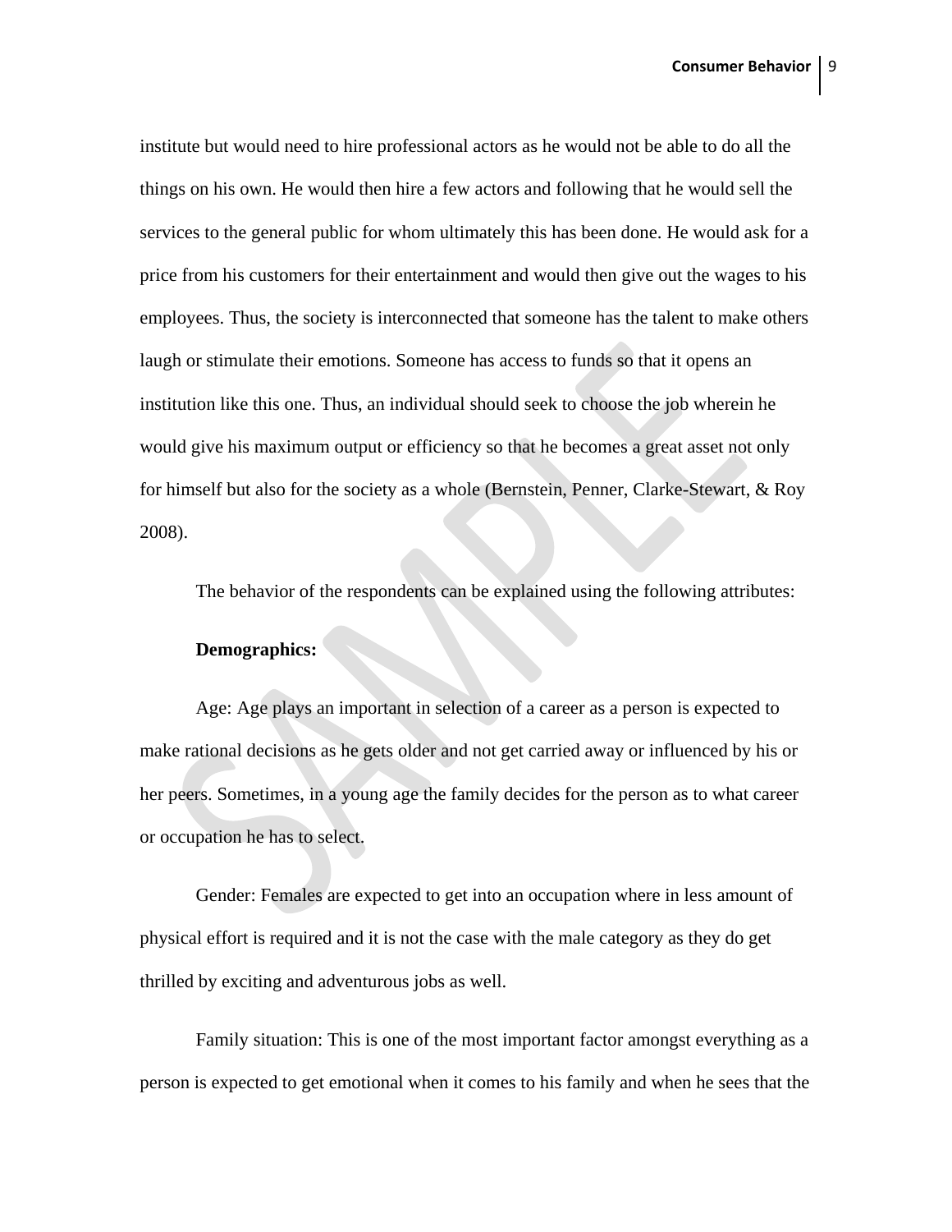institute but would need to hire professional actors as he would not be able to do all the things on his own. He would then hire a few actors and following that he would sell the services to the general public for whom ultimately this has been done. He would ask for a price from his customers for their entertainment and would then give out the wages to his employees. Thus, the society is interconnected that someone has the talent to make others laugh or stimulate their emotions. Someone has access to funds so that it opens an institution like this one. Thus, an individual should seek to choose the job wherein he would give his maximum output or efficiency so that he becomes a great asset not only for himself but also for the society as a whole (Bernstein, Penner, Clarke-Stewart, & Roy 2008).

The behavior of the respondents can be explained using the following attributes:

**Demographics:**

Age: Age plays an important in selection of a career as a person is expected to make rational decisions as he gets older and not get carried away or influenced by his or her peers. Sometimes, in a young age the family decides for the person as to what career or occupation he has to select.

Gender: Females are expected to get into an occupation where in less amount of physical effort is required and it is not the case with the male category as they do get thrilled by exciting and adventurous jobs as well.

Family situation: This is one of the most important factor amongst everything as a person is expected to get emotional when it comes to his family and when he sees that the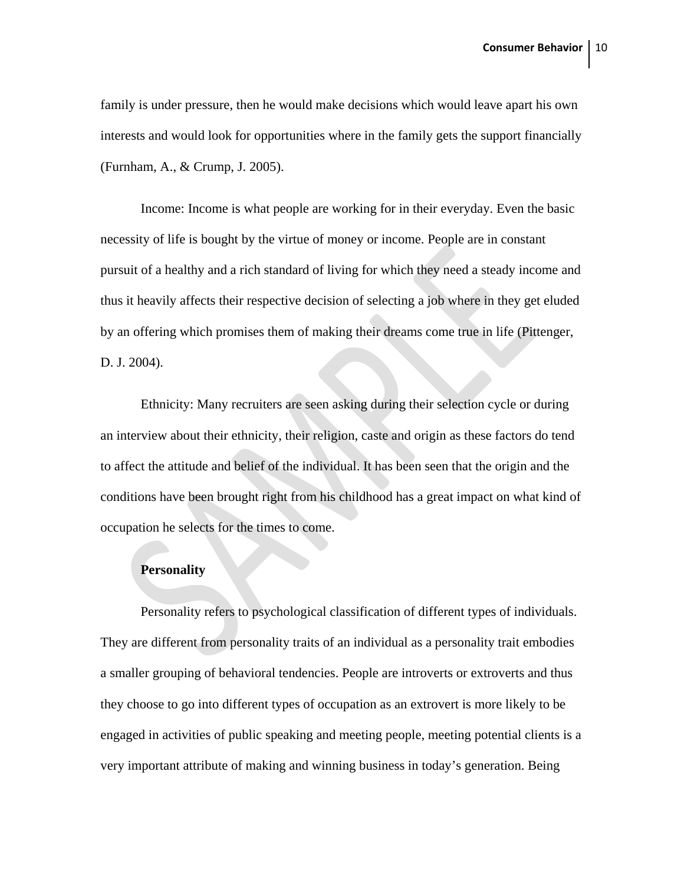family is under pressure, then he would make decisions which would leave apart his own interests and would look for opportunities where in the family gets the support financially (Furnham, A., & Crump, J. 2005).

Income: Income is what people are working for in their everyday. Even the basic necessity of life is bought by the virtue of money or income. People are in constant pursuit of a healthy and a rich standard of living for which they need a steady income and thus it heavily affects their respective decision of selecting a job where in they get eluded by an offering which promises them of making their dreams come true in life (Pittenger, D. J. 2004).

Ethnicity: Many recruiters are seen asking during their selection cycle or during an interview about their ethnicity, their religion, caste and origin as these factors do tend to affect the attitude and belief of the individual. It has been seen that the origin and the conditions have been brought right from his childhood has a great impact on what kind of occupation he selects for the times to come.

**Personality**

Personality refers to psychological classification of different types of individuals. They are different from personality traits of an individual as a personality trait embodies a smaller grouping of behavioral tendencies. People are introverts or extroverts and thus they choose to go into different types of occupation as an extrovert is more likely to be engaged in activities of public speaking and meeting people, meeting potential clients is a very important attribute of making and winning business in today's generation. Being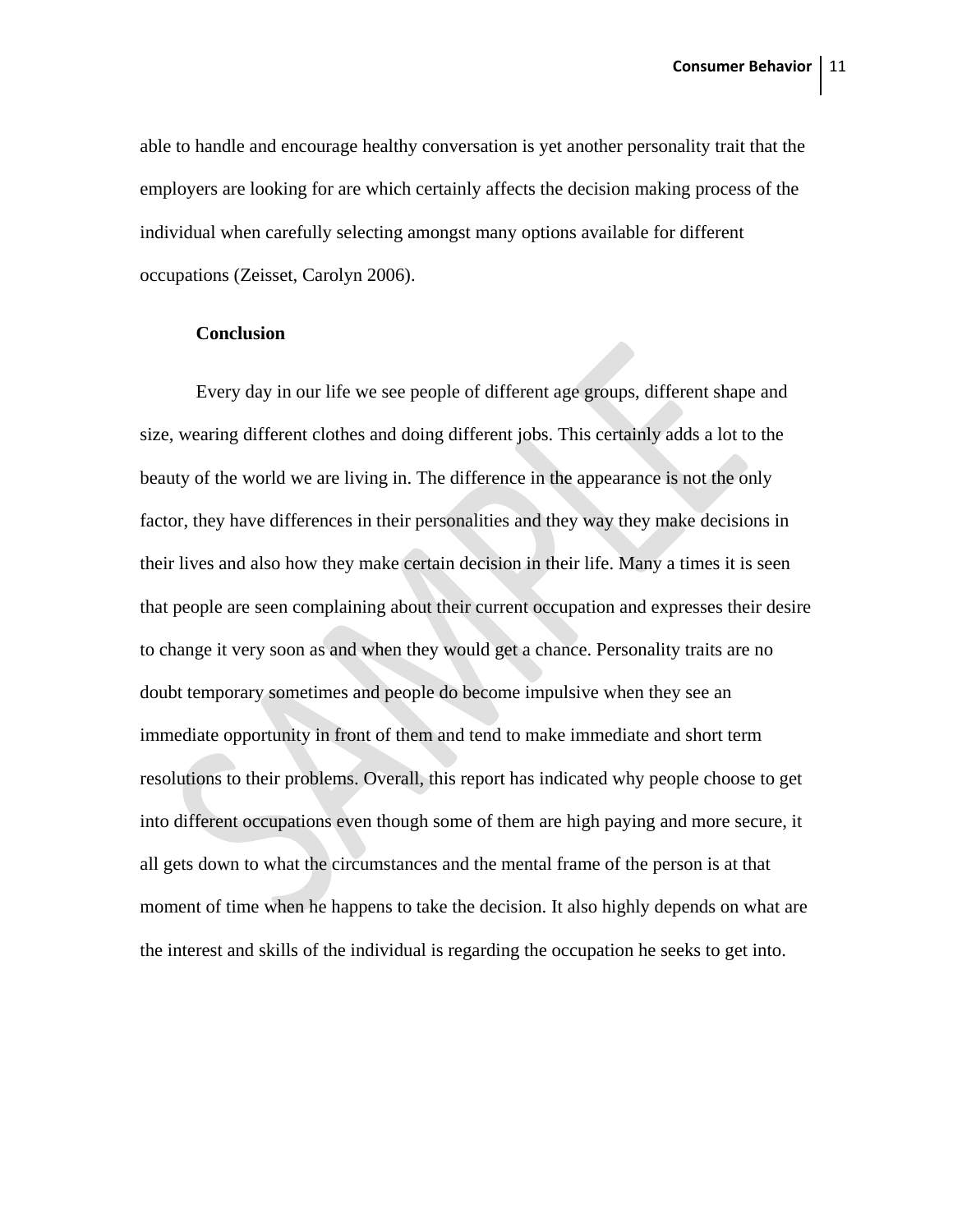able to handle and encourage healthy conversation is yet another personality trait that the employers are looking for are which certainly affects the decision making process of the individual when carefully selecting amongst many options available for different occupations (Zeisset, Carolyn 2006).

## Conclusion

Every day in our life we see people of different age groups, different shape and size, wearing different clothes and doing different jobs. This certainly adds a lot to the beauty of the world we are living in. The difference in the appearance is not the only factor, they have differences in their personalities and they way they make decisions in their lives and also how they make certain decision in their life. Many a times it is seen that people are seen complaining about their current occupation and expresses their desire to change it very soon as and when they would get a chance. Personality traits are no doubt temporary sometimes and people do become impulsive when they see an immediate opportunity in front of them and tend to make immediate and short term resolutions to their problems. Overall, this report has indicated why people choose to get into different occupations even though some of them are high paying and more secure, it all gets down to what the circumstances and the mental frame of the person is at that moment of time when he happens to take the decision. It also highly depends on what are the interest and skills of the individual is regarding the occupation he seeks to get into.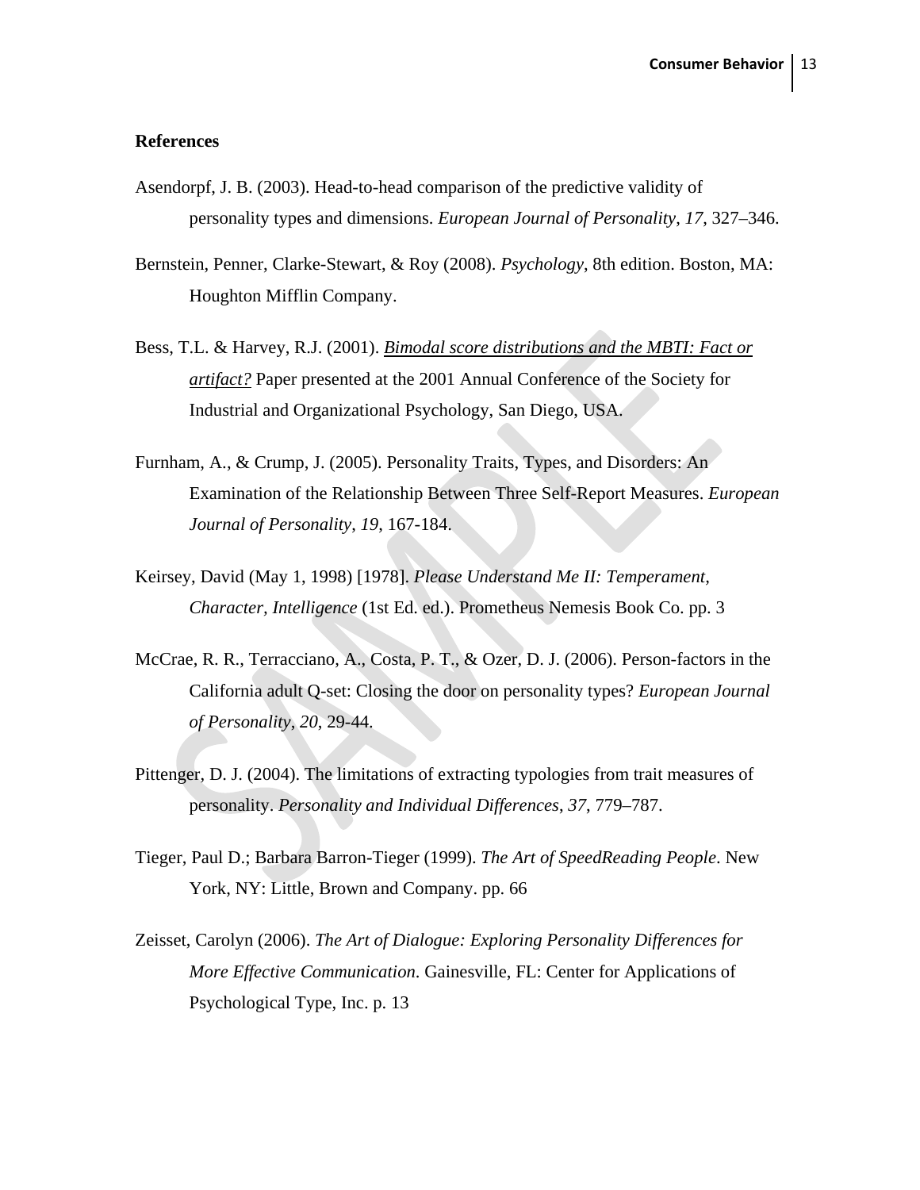**References**

Asendorpf, J. B. (2003). Head-to-head comparison of the predictive validity of personality types and dimensions. *European Journal of Personality*, *17*, 327–346.

Bernstein, Penner, Clarke-Stewart, & Roy (2008). *Psychology*, 8th edition. Boston, MA: Houghton Mifflin Company.

Bess, T.L. & Harvey, R.J. (2001). *Bimodal score distributions and the MBTI: Fact or artifact?* Paper presented at the 2001 Annual Conference of the Society for Industrial and Organizational Psychology, San Diego, USA.

Furnham, A., & Crump, J. (2005). Personality Traits, Types, and Disorders: An Examination of the Relationship Between Three Self-Report Measures. *European Journal of Personality*, *19*, 167-184.

Keirsey, David (May 1, 1998) [1978]. *Please Understand Me II: Temperament, Character, Intelligence* (1st Ed. ed.). Prometheus Nemesis Book Co. pp. 3

McCrae, R. R., Terracciano, A., Costa, P. T., & Ozer, D. J. (2006). Person-factors in the California adult Q-set: Closing the door on personality types? *European Journal of Personality*, *20*, 29-44.

Pittenger, D. J. (2004). The limitations of extracting typologies from trait measures of personality. *Personality and Individual Differences*, *37*, 779–787.

Tieger, Paul D.; Barbara Barron-Tieger (1999). *The Art of SpeedReading People*. New York, NY: Little, Brown and Company. pp. 66

Zeisset, Carolyn (2006). *The Art of Dialogue: Exploring Personality Differences for More Effective Communication*. Gainesville, FL: Center for Applications of Psychological Type, Inc. p. 13